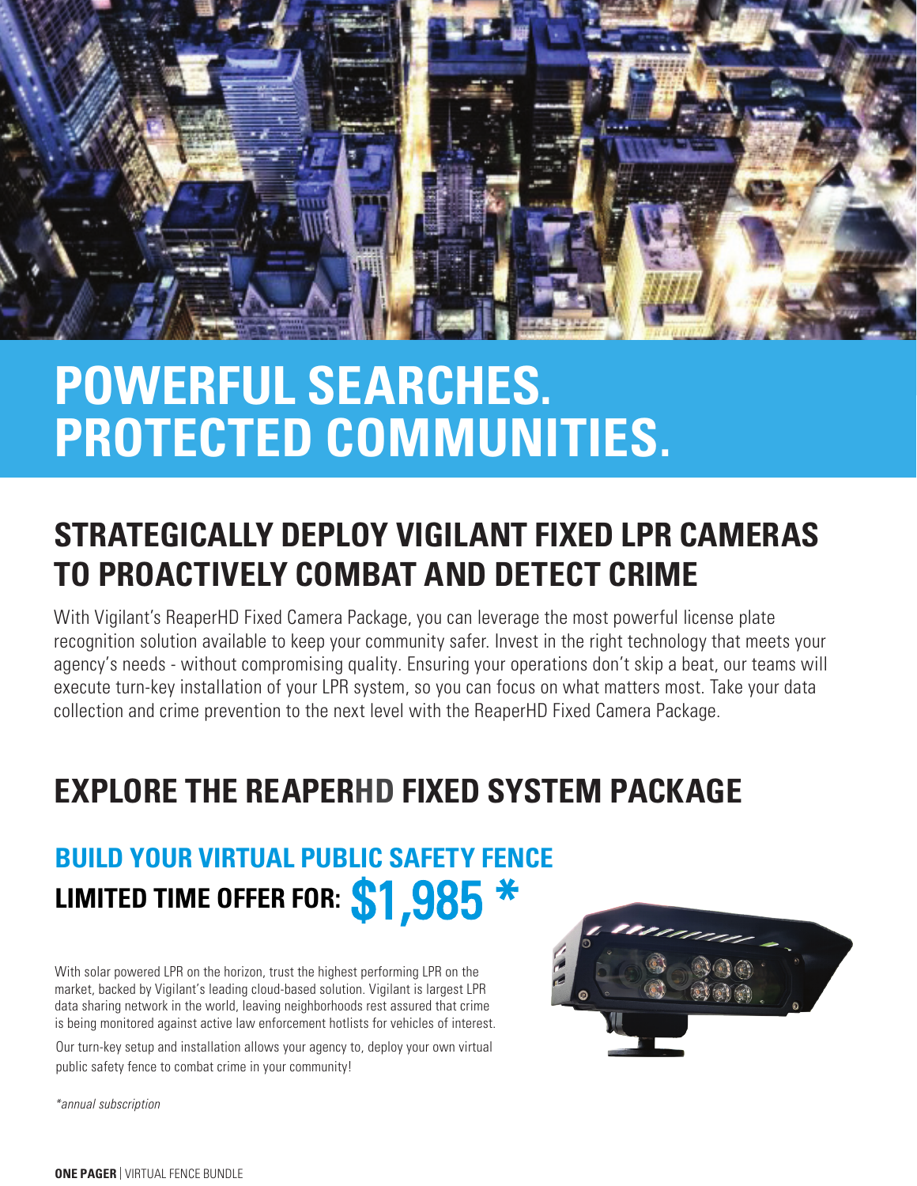# POWERFUL SEARCHES. PROTECTED COMMUNITIES.

## STRATEGICALLY DEPLOY VIGILANT FIXED LPR CAMERAS TO PROACTIVELY COMBAT AND DETECT CRIME

With Vigilant's ReaperHD Fixed Camera Package, you can leverage the most powerful license plate recognition solution available to keep your community safer. Invest in the right technology that meets your agency's needs - without compromising quality. Ensuring your operations don't skip a beat, our teams will execute turn-key installation of your LPR system, so you can focus on what matters most. Take your data collection and crime prevention to the next level with the ReaperHD Fixed Camera Package.

## EXPLORE THE REAPERHD FIXED SYSTEM PACKAGE

### BUILD YOUR VIRTUAL PUBLIC SAFETY FENCE

**LIMITED TIME OFFER FOR: $1,985 ***

With solar powered LPR on the horizon, trust the highest performing LPR on the market, backed by Vigilant's leading cloud-based solution. Vigilant is largest LPR data sharing network in the world, leaving neighborhoods rest assured that crime is being monitored against active law enforcement hotlists for vehicles of interest.

Our turn-key setup and installation allows your agency to, deploy your own virtual public safety fence to combat crime in your community!

*\*annual subscription*

**ONE PAGER** | VIRTUAL FENCE BUNDLE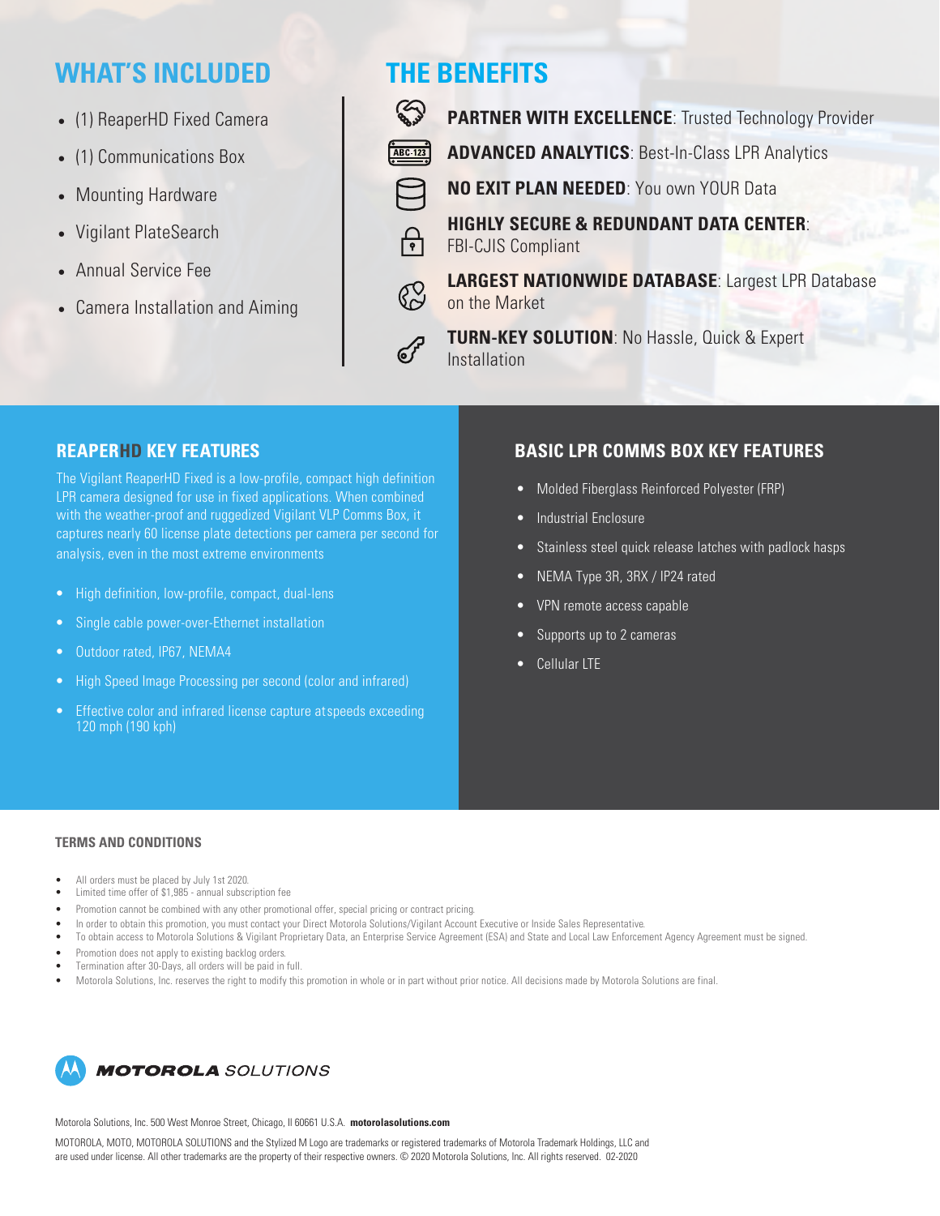## WHAT'S INCLUDED

- (1) ReaperHD Fixed Camera
- (1) Communications Box
- Mounting Hardware
- Vigilant PlateSearch
- Annual Service Fee
- Camera Installation and Aiming

## THE BENEFITS

**PARTNER WITH EXCELLENCE**: Trusted Technology Provider

**ADVANCED ANALYTICS**: Best-In-Class LPR Analytics

**NO EXIT PLAN NEEDED**: You own YOUR Data

**HIGHLY SECURE & REDUNDANT DATA CENTER**: FBI-CJIS Compliant

**LARGEST NATIONWIDE DATABASE**: Largest LPR Database on the Market

**TURN-KEY SOLUTION**: No Hassle, Quick & Expert Installation

### REAPERHD KEY FEATURES

The Vigilant ReaperHD Fixed is a low-profile, compact high definition LPR camera designed for use in fixed applications. When combined with the weather-proof and ruggedized Vigilant VLP Comms Box, it captures nearly 60 license plate detections per camera per second for analysis, even in the most extreme environments

- High definition, low-profile, compact, dual-lens
- Single cable power-over-Ethernet installation
- Outdoor rated, IP67, NEMA4
- High Speed Image Processing per second (color and infrared)
- Effective color and infrared license capture at speeds exceeding 120 mph (190 kph)

### BASIC LPR COMMS BOX KEY FEATURES

- Molded Fiberglass Reinforced Polyester (FRP)
- Industrial Enclosure
- Stainless steel quick release latches with padlock hasps
- NEMA Type 3R, 3RX / IP24 rated
- VPN remote access capable
- Supports up to 2 cameras
- Cellular LTE

#### TERMS AND CONDITIONS

- All orders must be placed by July 1st 2020.
- Limited time offer of $1,985 - annual subscription fee
- Promotion cannot be combined with any other promotional offer, special pricing or contract pricing.
- In order to obtain this promotion, you must contact your Direct Motorola Solutions/Vigilant Account Executive or Inside Sales Representative.
- To obtain access to Motorola Solutions & Vigilant Proprietary Data, an Enterprise Service Agreement (ESA) and State and Local Law Enforcement Agency Agreement must be signed.
- Promotion does not apply to existing backlog orders.
- Termination after 30-Days, all orders will be paid in full.
- Motorola Solutions, Inc. reserves the right to modify this promotion in whole or in part without prior notice. All decisions made by Motorola Solutions are final.

**MOTOROLA** SOLUTIONS

Motorola Solutions, Inc. 500 West Monroe Street, Chicago, Il 60661 U.S.A. **motorolasolutions.com**

MOTOROLA, MOTO, MOTOROLA SOLUTIONS and the Stylized M Logo are trademarks or registered trademarks of Motorola Trademark Holdings, LLC and are used under license. All other trademarks are the property of their respective owners. © 2020 Motorola Solutions, Inc. All rights reserved. 02-2020